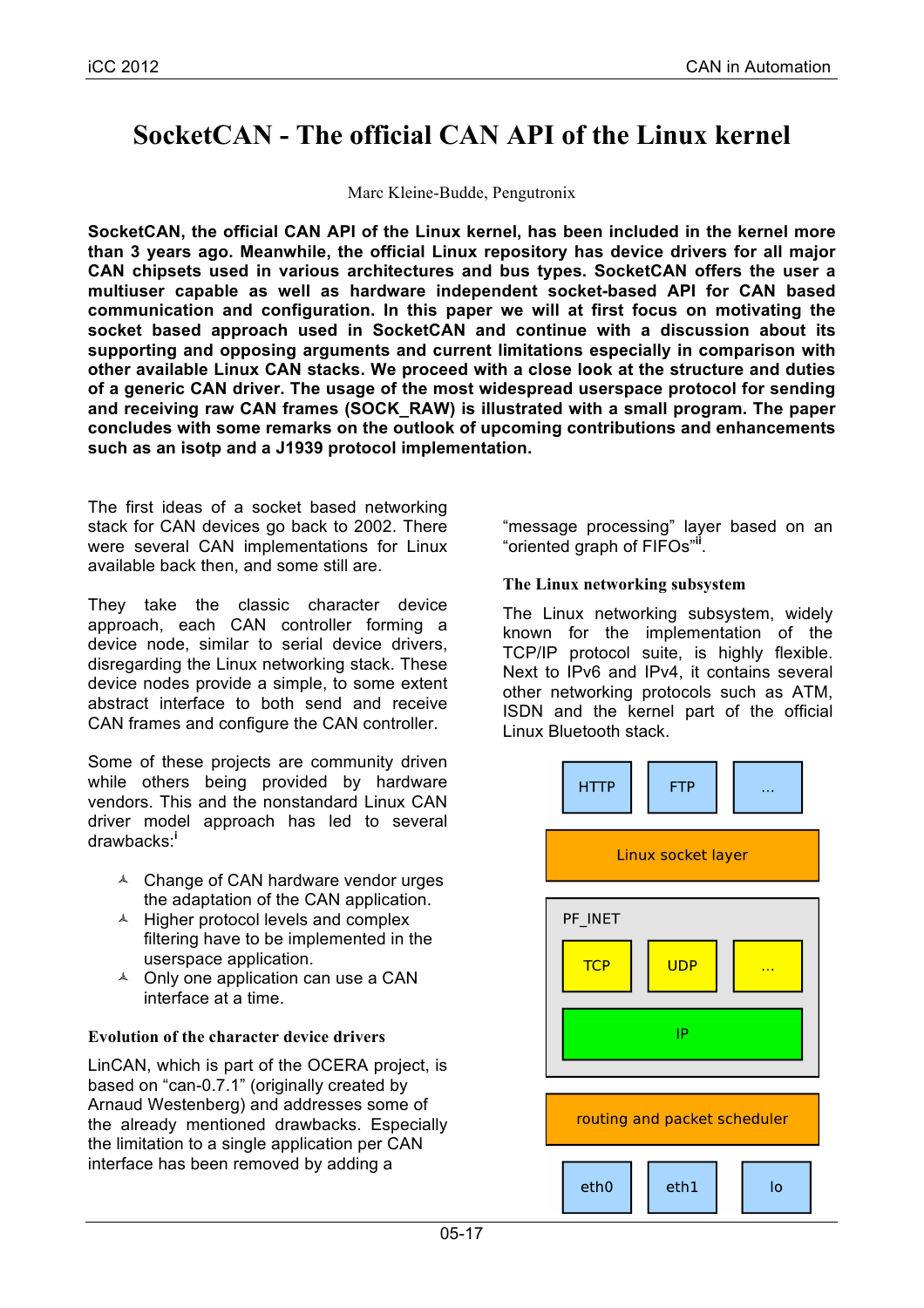# SocketCAN - The official CAN API of the Linux kernel

Marc Kleine-Budde, Pengutronix

**SocketCAN, the official CAN API of the Linux kernel, has been included in the kernel more than 3 years ago. Meanwhile, the official Linux repository has device drivers for all major CAN chipsets used in various architectures and bus types. SocketCAN offers the user a multiuser capable as well as hardware independent socket-based API for CAN based communication and configuration. In this paper we will at first focus on motivating the socket based approach used in SocketCAN and continue with a discussion about its supporting and opposing arguments and current limitations especially in comparison with other available Linux CAN stacks. We proceed with a close look at the structure and duties of a generic CAN driver. The usage of the most widespread userspace protocol for sending and receiving raw CAN frames (SOCK_RAW) is illustrated with a small program. The paper concludes with some remarks on the outlook of upcoming contributions and enhancements such as an isotp and a J1939 protocol implementation.**

The first ideas of a socket based networking stack for CAN devices go back to 2002. There were several CAN implementations for Linux available back then, and some still are.

They take the classic character device approach, each CAN controller forming a device node, similar to serial device drivers, disregarding the Linux networking stack. These device nodes provide a simple, to some extent abstract interface to both send and receive CAN frames and configure the CAN controller.

Some of these projects are community driven while others being provided by hardware vendors. This and the nonstandard Linux CAN driver model approach has led to several drawbacks:[i]

- Change of CAN hardware vendor urges the adaptation of the CAN application.
- Higher protocol levels and complex filtering have to be implemented in the userspace application.
- Only one application can use a CAN interface at a time.

### Evolution of the character device drivers

LinCAN, which is part of the OCERA project, is based on “can-0.7.1” (originally created by Arnaud Westenberg) and addresses some of the already mentioned drawbacks. Especially the limitation to a single application per CAN interface has been removed by adding a “message processing” layer based on an “oriented graph of FIFOs”[ii].

### The Linux networking subsystem

The Linux networking subsystem, widely known for the implementation of the TCP/IP protocol suite, is highly flexible. Next to IPv6 and IPv4, it contains several other networking protocols such as ATM, ISDN and the kernel part of the official Linux Bluetooth stack.

HTTP | FTP | ...

Linux socket layer

PF_INET

TCP | UDP | ...

IP

routing and packet scheduler

eth0 | eth1 | lo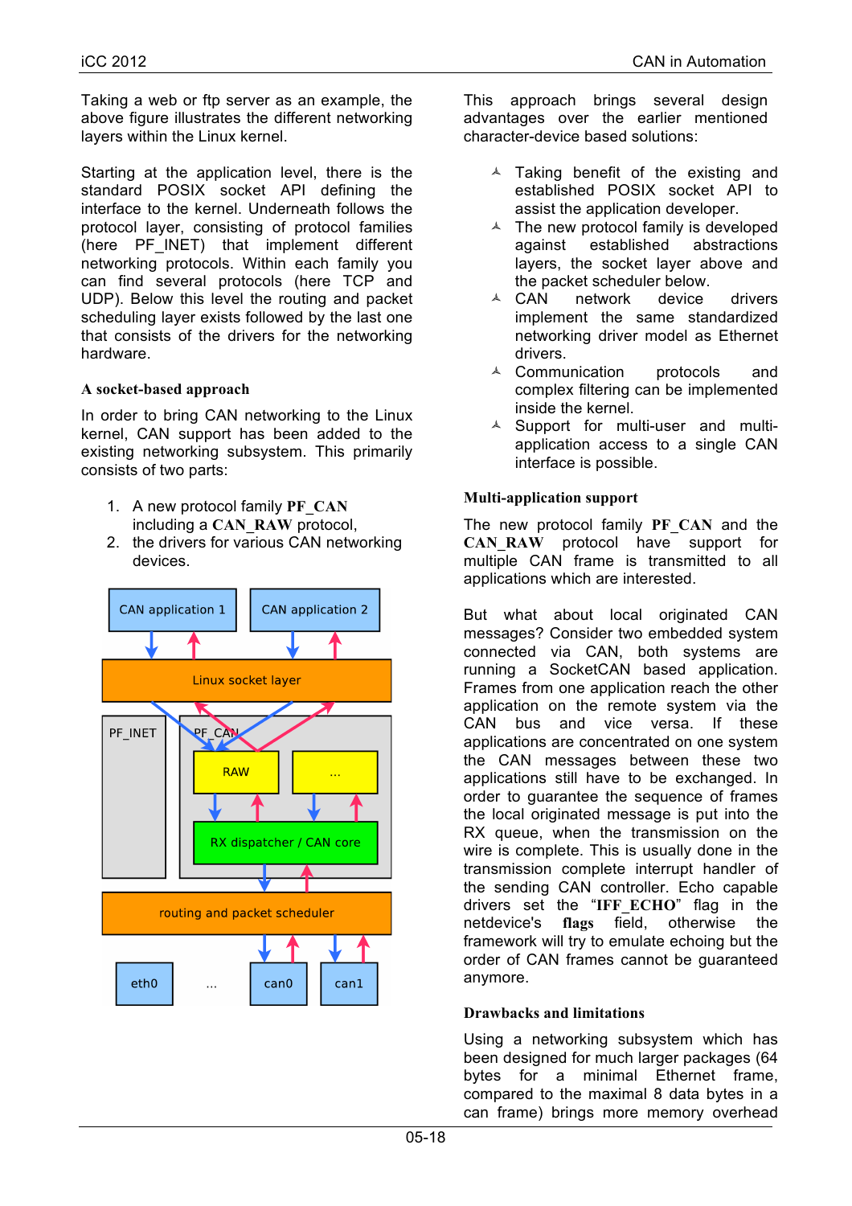Taking a web or ftp server as an example, the above figure illustrates the different networking layers within the Linux kernel.

Starting at the application level, there is the standard POSIX socket API defining the interface to the kernel. Underneath follows the protocol layer, consisting of protocol families (here PF_INET) that implement different networking protocols. Within each family you can find several protocols (here TCP and UDP). Below this level the routing and packet scheduling layer exists followed by the last one that consists of the drivers for the networking hardware.

### A socket-based approach

In order to bring CAN networking to the Linux kernel, CAN support has been added to the existing networking subsystem. This primarily consists of two parts:

1. A new protocol family **PF_CAN** including a **CAN_RAW** protocol,
2. the drivers for various CAN networking devices.

CAN application 1 | CAN application 2 | Linux socket layer | PF_INET | PF_CAN | RAW | ... | RX dispatcher / CAN core | routing and packet scheduler | eth0 | ... | can0 | can1

This approach brings several design advantages over the earlier mentioned character-device based solutions:

- Taking benefit of the existing and established POSIX socket API to assist the application developer.
- The new protocol family is developed against established abstractions layers, the socket layer above and the packet scheduler below.
- CAN network device drivers implement the same standardized networking driver model as Ethernet drivers.
- Communication protocols and complex filtering can be implemented inside the kernel.
- Support for multi-user and multi-application access to a single CAN interface is possible.

### Multi-application support

The new protocol family **PF_CAN** and the **CAN_RAW** protocol have support for multiple CAN frame is transmitted to all applications which are interested.

But what about local originated CAN messages? Consider two embedded system connected via CAN, both systems are running a SocketCAN based application. Frames from one application reach the other application on the remote system via the CAN bus and vice versa. If these applications are concentrated on one system the CAN messages between these two applications still have to be exchanged. In order to guarantee the sequence of frames the local originated message is put into the RX queue, when the transmission on the wire is complete. This is usually done in the transmission complete interrupt handler of the sending CAN controller. Echo capable drivers set the "**IFF_ECHO**" flag in the netdevice's **flags** field, otherwise the framework will try to emulate echoing but the order of CAN frames cannot be guaranteed anymore.

### Drawbacks and limitations

Using a networking subsystem which has been designed for much larger packages (64 bytes for a minimal Ethernet frame, compared to the maximal 8 data bytes in a can frame) brings more memory overhead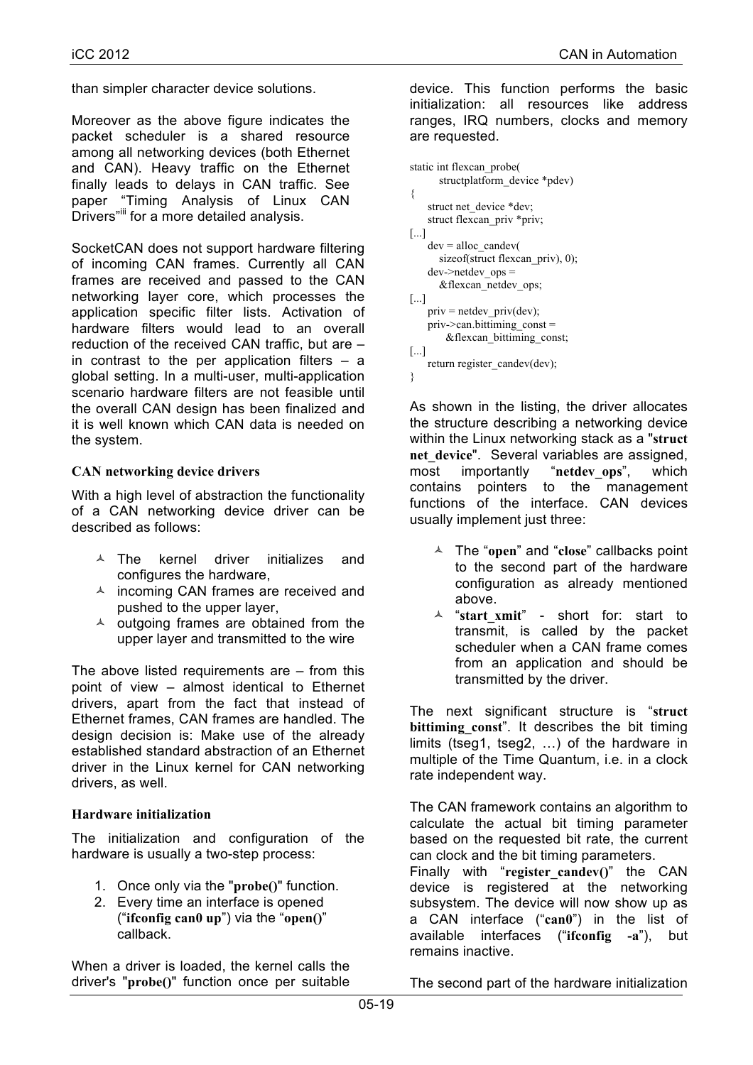than simpler character device solutions.

Moreover as the above figure indicates the packet scheduler is a shared resource among all networking devices (both Ethernet and CAN). Heavy traffic on the Ethernet finally leads to delays in CAN traffic. See paper "Timing Analysis of Linux CAN Drivers"[iii] for a more detailed analysis.

SocketCAN does not support hardware filtering of incoming CAN frames. Currently all CAN frames are received and passed to the CAN networking layer core, which processes the application specific filter lists. Activation of hardware filters would lead to an overall reduction of the received CAN traffic, but are – in contrast to the per application filters – a global setting. In a multi-user, multi-application scenario hardware filters are not feasible until the overall CAN design has been finalized and it is well known which CAN data is needed on the system.

### CAN networking device drivers

With a high level of abstraction the functionality of a CAN networking device driver can be described as follows:

- The kernel driver initializes and configures the hardware,
- incoming CAN frames are received and pushed to the upper layer,
- outgoing frames are obtained from the upper layer and transmitted to the wire

The above listed requirements are – from this point of view – almost identical to Ethernet drivers, apart from the fact that instead of Ethernet frames, CAN frames are handled. The design decision is: Make use of the already established standard abstraction of an Ethernet driver in the Linux kernel for CAN networking drivers, as well.

### Hardware initialization

The initialization and configuration of the hardware is usually a two-step process:

1. Once only via the "**probe()**" function.
2. Every time an interface is opened ("**ifconfig can0 up**") via the "**open()**" callback.

When a driver is loaded, the kernel calls the driver's "**probe()**" function once per suitable device. This function performs the basic initialization: all resources like address ranges, IRQ numbers, clocks and memory are requested.

```
static int flexcan_probe(
        structplatform_device *pdev)
{
    struct net_device *dev;
    struct flexcan_priv *priv;
[...]
    dev = alloc_candev(
        sizeof(struct flexcan_priv), 0);
    dev->netdev_ops =
        &flexcan_netdev_ops;
[...]
    priv = netdev_priv(dev);
    priv->can.bittiming_const =
            &flexcan_bittiming_const;
[...]
    return register_candev(dev);
}
```

As shown in the listing, the driver allocates the structure describing a networking device within the Linux networking stack as a "**struct net_device**". Several variables are assigned, most importantly "**netdev_ops**", which contains pointers to the management functions of the interface. CAN devices usually implement just three:

- The "**open**" and "**close**" callbacks point to the second part of the hardware configuration as already mentioned above.
- "**start_xmit**" - short for: start to transmit, is called by the packet scheduler when a CAN frame comes from an application and should be transmitted by the driver.

The next significant structure is "**struct bittiming_const**". It describes the bit timing limits (tseg1, tseg2, …) of the hardware in multiple of the Time Quantum, i.e. in a clock rate independent way.

The CAN framework contains an algorithm to calculate the actual bit timing parameter based on the requested bit rate, the current can clock and the bit timing parameters.
Finally with "**register_candev()**" the CAN device is registered at the networking subsystem. The device will now show up as a CAN interface ("**can0**") in the list of available interfaces ("**ifconfig -a**"), but remains inactive.

The second part of the hardware initialization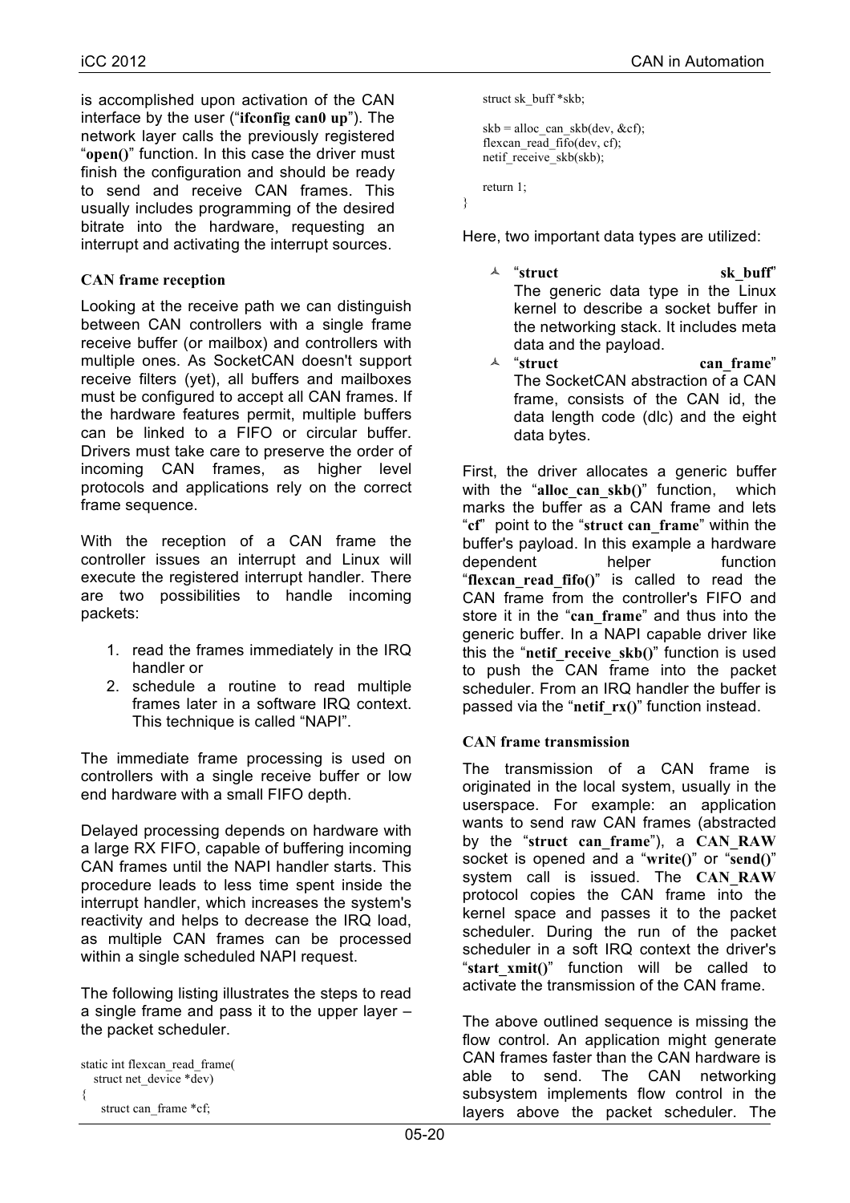is accomplished upon activation of the CAN interface by the user (“**ifconfig can0 up**”). The network layer calls the previously registered “**open()**” function. In this case the driver must finish the configuration and should be ready to send and receive CAN frames. This usually includes programming of the desired bitrate into the hardware, requesting an interrupt and activating the interrupt sources.

### CAN frame reception

Looking at the receive path we can distinguish between CAN controllers with a single frame receive buffer (or mailbox) and controllers with multiple ones. As SocketCAN doesn't support receive filters (yet), all buffers and mailboxes must be configured to accept all CAN frames. If the hardware features permit, multiple buffers can be linked to a FIFO or circular buffer. Drivers must take care to preserve the order of incoming CAN frames, as higher level protocols and applications rely on the correct frame sequence.

With the reception of a CAN frame the controller issues an interrupt and Linux will execute the registered interrupt handler. There are two possibilities to handle incoming packets:

1. read the frames immediately in the IRQ handler or
2. schedule a routine to read multiple frames later in a software IRQ context. This technique is called “NAPI”.

The immediate frame processing is used on controllers with a single receive buffer or low end hardware with a small FIFO depth.

Delayed processing depends on hardware with a large RX FIFO, capable of buffering incoming CAN frames until the NAPI handler starts. This procedure leads to less time spent inside the interrupt handler, which increases the system's reactivity and helps to decrease the IRQ load, as multiple CAN frames can be processed within a single scheduled NAPI request.

The following listing illustrates the steps to read a single frame and pass it to the upper layer – the packet scheduler.

```
static int flexcan_read_frame(
   struct net_device *dev)
{
    struct can_frame *cf;
    struct sk_buff *skb;

    skb = alloc_can_skb(dev, &cf);
    flexcan_read_fifo(dev, cf);
    netif_receive_skb(skb);

    return 1;
}
```

Here, two important data types are utilized:

- “**struct sk_buff**” The generic data type in the Linux kernel to describe a socket buffer in the networking stack. It includes meta data and the payload.
- “**struct can_frame**” The SocketCAN abstraction of a CAN frame, consists of the CAN id, the data length code (dlc) and the eight data bytes.

First, the driver allocates a generic buffer with the “**alloc_can_skb()**” function, which marks the buffer as a CAN frame and lets “**cf**” point to the “**struct can_frame**” within the buffer's payload. In this example a hardware dependent helper function “**flexcan_read_fifo()**” is called to read the CAN frame from the controller's FIFO and store it in the “**can_frame**” and thus into the generic buffer. In a NAPI capable driver like this the “**netif_receive_skb()**” function is used to push the CAN frame into the packet scheduler. From an IRQ handler the buffer is passed via the “**netif_rx()**” function instead.

### CAN frame transmission

The transmission of a CAN frame is originated in the local system, usually in the userspace. For example: an application wants to send raw CAN frames (abstracted by the “**struct can_frame**”), a **CAN_RAW** socket is opened and a “**write()**” or “**send()**” system call is issued. The **CAN_RAW** protocol copies the CAN frame into the kernel space and passes it to the packet scheduler. During the run of the packet scheduler in a soft IRQ context the driver's “**start_xmit()**” function will be called to activate the transmission of the CAN frame.

The above outlined sequence is missing the flow control. An application might generate CAN frames faster than the CAN hardware is able to send. The CAN networking subsystem implements flow control in the layers above the packet scheduler. The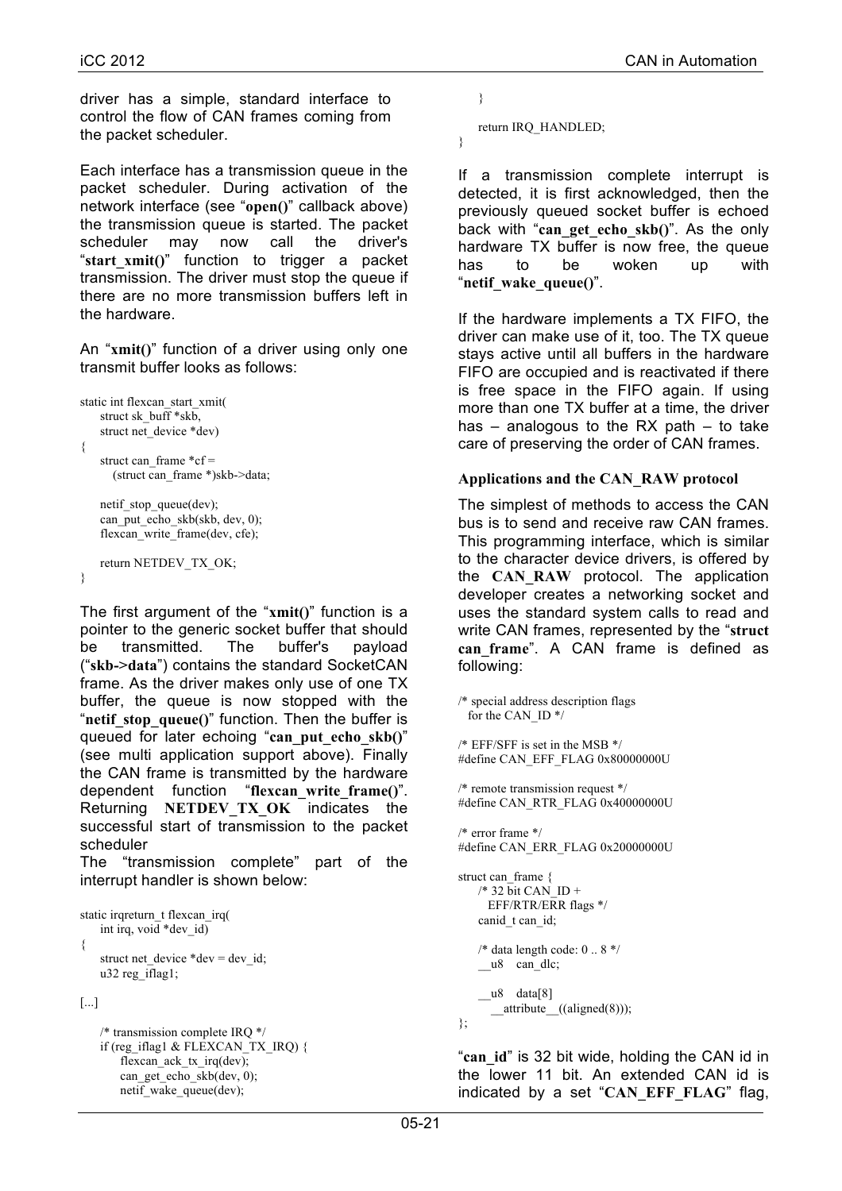driver has a simple, standard interface to control the flow of CAN frames coming from the packet scheduler.

Each interface has a transmission queue in the packet scheduler. During activation of the network interface (see "**open()**" callback above) the transmission queue is started. The packet scheduler may now call the driver's "**start_xmit()**" function to trigger a packet transmission. The driver must stop the queue if there are no more transmission buffers left in the hardware.

An "**xmit()**" function of a driver using only one transmit buffer looks as follows:

```
static int flexcan_start_xmit(
    struct sk_buff *skb,
    struct net_device *dev)
{
    struct can_frame *cf =
        (struct can_frame *)skb->data;

    netif_stop_queue(dev);
    can_put_echo_skb(skb, dev, 0);
    flexcan_write_frame(dev, cfe);

    return NETDEV_TX_OK;
}
```

The first argument of the "**xmit()**" function is a pointer to the generic socket buffer that should be transmitted. The buffer's payload ("**skb->data**") contains the standard SocketCAN frame. As the driver makes only use of one TX buffer, the queue is now stopped with the "**netif_stop_queue()**" function. Then the buffer is queued for later echoing "**can_put_echo_skb()**" (see multi application support above). Finally the CAN frame is transmitted by the hardware dependent function "**flexcan_write_frame()**". Returning **NETDEV_TX_OK** indicates the successful start of transmission to the packet scheduler

The "transmission complete" part of the interrupt handler is shown below:

```
static irqreturn_t flexcan_irq(
    int irq, void *dev_id)
{
    struct net_device *dev = dev_id;
    u32 reg_iflag1;

[...]

    /* transmission complete IRQ */
    if (reg_iflag1 & FLEXCAN_TX_IRQ) {
        flexcan_ack_tx_irq(dev);
        can_get_echo_skb(dev, 0);
        netif_wake_queue(dev);
    }

    return IRQ_HANDLED;
}
```

If a transmission complete interrupt is detected, it is first acknowledged, then the previously queued socket buffer is echoed back with "**can_get_echo_skb()**". As the only hardware TX buffer is now free, the queue has to be woken up with "**netif_wake_queue()**".

If the hardware implements a TX FIFO, the driver can make use of it, too. The TX queue stays active until all buffers in the hardware FIFO are occupied and is reactivated if there is free space in the FIFO again. If using more than one TX buffer at a time, the driver has – analogous to the RX path – to take care of preserving the order of CAN frames.

### Applications and the CAN_RAW protocol

The simplest of methods to access the CAN bus is to send and receive raw CAN frames. This programming interface, which is similar to the character device drivers, is offered by the **CAN_RAW** protocol. The application developer creates a networking socket and uses the standard system calls to read and write CAN frames, represented by the "**struct can_frame**". A CAN frame is defined as following:

```
/* special address description flags
   for the CAN_ID */

/* EFF/SFF is set in the MSB */
#define CAN_EFF_FLAG 0x80000000U

/* remote transmission request */
#define CAN_RTR_FLAG 0x40000000U

/* error frame */
#define CAN_ERR_FLAG 0x20000000U

struct can_frame {
    /* 32 bit CAN_ID +
       EFF/RTR/ERR flags */
    canid_t can_id;

    /* data length code: 0 .. 8 */
    __u8    can_dlc;

    __u8    data[8]
        __attribute__((aligned(8)));
};
```

"**can_id**" is 32 bit wide, holding the CAN id in the lower 11 bit. An extended CAN id is indicated by a set "**CAN_EFF_FLAG**" flag,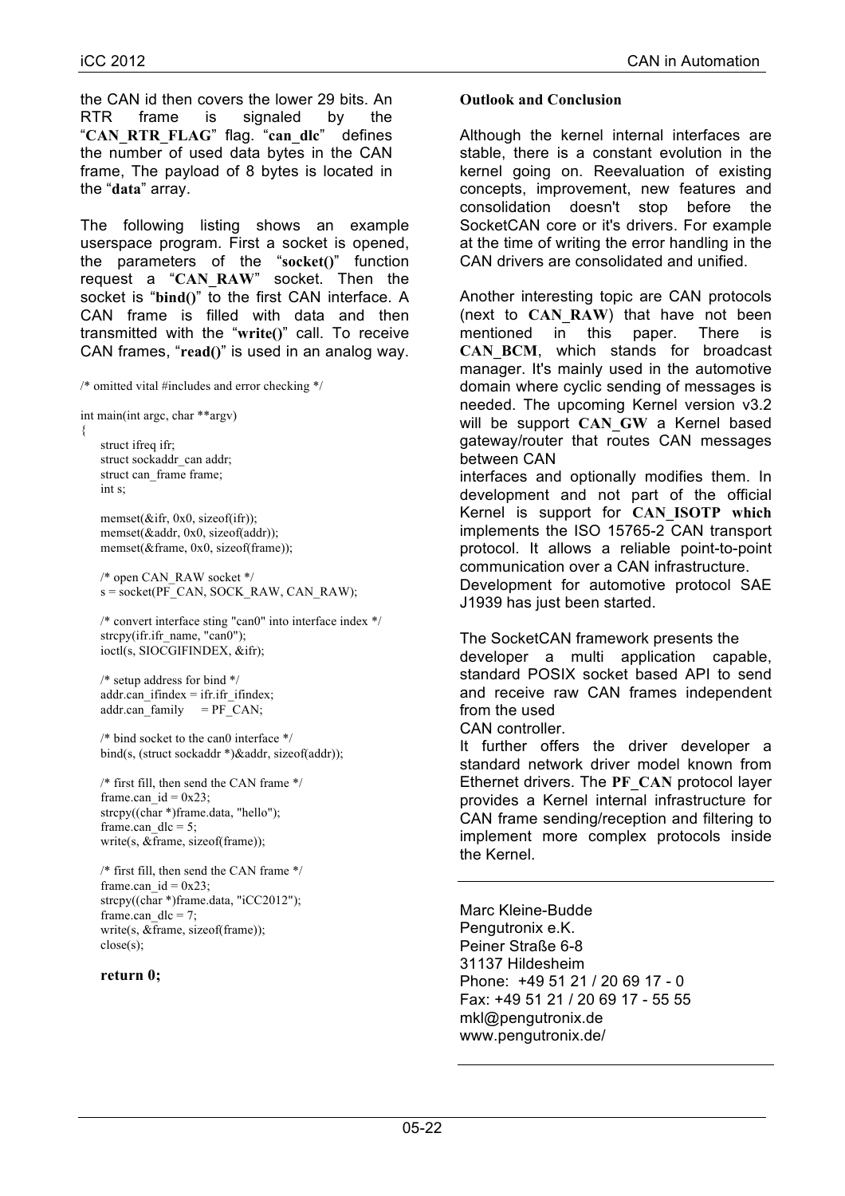the CAN id then covers the lower 29 bits. An RTR frame is signaled by the "**CAN_RTR_FLAG**" flag. "**can_dlc**" defines the number of used data bytes in the CAN frame, The payload of 8 bytes is located in the "**data**" array.

The following listing shows an example userspace program. First a socket is opened, the parameters of the "**socket()**" function request a "**CAN_RAW**" socket. Then the socket is "**bind()**" to the first CAN interface. A CAN frame is filled with data and then transmitted with the "**write()**" call. To receive CAN frames, "**read()**" is used in an analog way.

```
/* omitted vital #includes and error checking */

int main(int argc, char **argv)
{
    struct ifreq ifr;
    struct sockaddr_can addr;
    struct can_frame frame;
    int s;

    memset(&ifr, 0x0, sizeof(ifr));
    memset(&addr, 0x0, sizeof(addr));
    memset(&frame, 0x0, sizeof(frame));

    /* open CAN_RAW socket */
    s = socket(PF_CAN, SOCK_RAW, CAN_RAW);

    /* convert interface sting "can0" into interface index */
    strcpy(ifr.ifr_name, "can0");
    ioctl(s, SIOCGIFINDEX, &ifr);

    /* setup address for bind */
    addr.can_ifindex = ifr.ifr_ifindex;
    addr.can_family     = PF_CAN;

    /* bind socket to the can0 interface */
    bind(s, (struct sockaddr *)&addr, sizeof(addr));

    /* first fill, then send the CAN frame */
    frame.can_id = 0x23;
    strcpy((char *)frame.data, "hello");
    frame.can_dlc = 5;
    write(s, &frame, sizeof(frame));

    /* first fill, then send the CAN frame */
    frame.can_id = 0x23;
    strcpy((char *)frame.data, "iCC2012");
    frame.can_dlc = 7;
    write(s, &frame, sizeof(frame));
    close(s);

    return 0;
```

**Outlook and Conclusion**

Although the kernel internal interfaces are stable, there is a constant evolution in the kernel going on. Reevaluation of existing concepts, improvement, new features and consolidation doesn't stop before the SocketCAN core or it's drivers. For example at the time of writing the error handling in the CAN drivers are consolidated and unified.

Another interesting topic are CAN protocols (next to **CAN_RAW**) that have not been mentioned in this paper. There is **CAN_BCM**, which stands for broadcast manager. It's mainly used in the automotive domain where cyclic sending of messages is needed. The upcoming Kernel version v3.2 will be support **CAN_GW** a Kernel based gateway/router that routes CAN messages between CAN interfaces and optionally modifies them. In development and not part of the official Kernel is support for **CAN_ISOTP which** implements the ISO 15765-2 CAN transport protocol. It allows a reliable point-to-point communication over a CAN infrastructure. Development for automotive protocol SAE J1939 has just been started.

The SocketCAN framework presents the developer a multi application capable, standard POSIX socket based API to send and receive raw CAN frames independent from the used CAN controller.
It further offers the driver developer a standard network driver model known from Ethernet drivers. The **PF_CAN** protocol layer provides a Kernel internal infrastructure for CAN frame sending/reception and filtering to implement more complex protocols inside the Kernel.

---

Marc Kleine-Budde
Pengutronix e.K.
Peiner Straße 6-8
31137 Hildesheim
Phone: +49 51 21 / 20 69 17 - 0
Fax: +49 51 21 / 20 69 17 - 55 55
mkl@pengutronix.de
www.pengutronix.de/

---